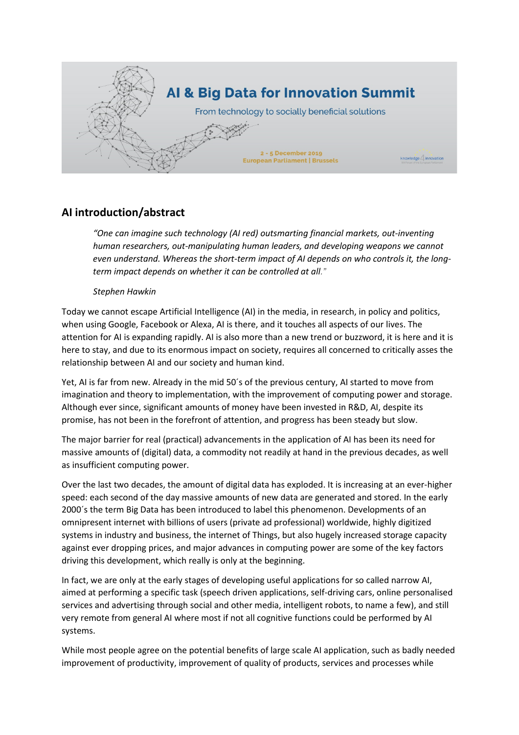# AI & Big Data for Innovation Summit

From technology to socially beneficial solutions

2 - 5 December 2019
European Parliament | Brussels

## AI introduction/abstract

> *"One can imagine such technology (AI red) outsmarting financial markets, out-inventing human researchers, out-manipulating human leaders, and developing weapons we cannot even understand. Whereas the short-term impact of AI depends on who controls it, the long-term impact depends on whether it can be controlled at all."*
>
> *Stephen Hawkin*

Today we cannot escape Artificial Intelligence (AI) in the media, in research, in policy and politics, when using Google, Facebook or Alexa, AI is there, and it touches all aspects of our lives. The attention for AI is expanding rapidly. AI is also more than a new trend or buzzword, it is here and it is here to stay, and due to its enormous impact on society, requires all concerned to critically asses the relationship between AI and our society and human kind.

Yet, AI is far from new. Already in the mid 50´s of the previous century, AI started to move from imagination and theory to implementation, with the improvement of computing power and storage. Although ever since, significant amounts of money have been invested in R&D, AI, despite its promise, has not been in the forefront of attention, and progress has been steady but slow.

The major barrier for real (practical) advancements in the application of AI has been its need for massive amounts of (digital) data, a commodity not readily at hand in the previous decades, as well as insufficient computing power.

Over the last two decades, the amount of digital data has exploded. It is increasing at an ever-higher speed: each second of the day massive amounts of new data are generated and stored. In the early 2000´s the term Big Data has been introduced to label this phenomenon. Developments of an omnipresent internet with billions of users (private ad professional) worldwide, highly digitized systems in industry and business, the internet of Things, but also hugely increased storage capacity against ever dropping prices, and major advances in computing power are some of the key factors driving this development, which really is only at the beginning.

In fact, we are only at the early stages of developing useful applications for so called narrow AI, aimed at performing a specific task (speech driven applications, self-driving cars, online personalised services and advertising through social and other media, intelligent robots, to name a few), and still very remote from general AI where most if not all cognitive functions could be performed by AI systems.

While most people agree on the potential benefits of large scale AI application, such as badly needed improvement of productivity, improvement of quality of products, services and processes while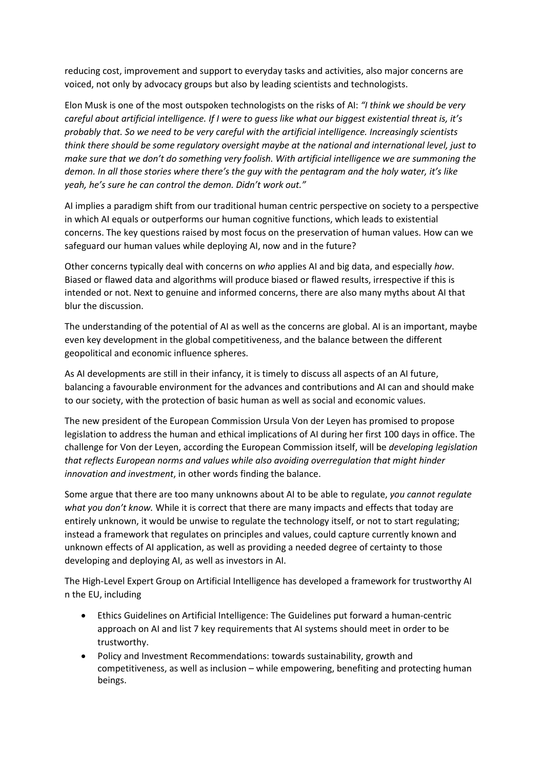reducing cost, improvement and support to everyday tasks and activities, also major concerns are voiced, not only by advocacy groups but also by leading scientists and technologists.

Elon Musk is one of the most outspoken technologists on the risks of AI: *"I think we should be very careful about artificial intelligence. If I were to guess like what our biggest existential threat is, it's probably that. So we need to be very careful with the artificial intelligence. Increasingly scientists think there should be some regulatory oversight maybe at the national and international level, just to make sure that we don't do something very foolish. With artificial intelligence we are summoning the demon. In all those stories where there's the guy with the pentagram and the holy water, it's like yeah, he's sure he can control the demon. Didn't work out."*

AI implies a paradigm shift from our traditional human centric perspective on society to a perspective in which AI equals or outperforms our human cognitive functions, which leads to existential concerns. The key questions raised by most focus on the preservation of human values. How can we safeguard our human values while deploying AI, now and in the future?

Other concerns typically deal with concerns on *who* applies AI and big data, and especially *how*. Biased or flawed data and algorithms will produce biased or flawed results, irrespective if this is intended or not. Next to genuine and informed concerns, there are also many myths about AI that blur the discussion.

The understanding of the potential of AI as well as the concerns are global. AI is an important, maybe even key development in the global competitiveness, and the balance between the different geopolitical and economic influence spheres.

As AI developments are still in their infancy, it is timely to discuss all aspects of an AI future, balancing a favourable environment for the advances and contributions and AI can and should make to our society, with the protection of basic human as well as social and economic values.

The new president of the European Commission Ursula Von der Leyen has promised to propose legislation to address the human and ethical implications of AI during her first 100 days in office. The challenge for Von der Leyen, according the European Commission itself, will be *developing legislation that reflects European norms and values while also avoiding overregulation that might hinder innovation and investment*, in other words finding the balance.

Some argue that there are too many unknowns about AI to be able to regulate, *you cannot regulate what you don't know.* While it is correct that there are many impacts and effects that today are entirely unknown, it would be unwise to regulate the technology itself, or not to start regulating; instead a framework that regulates on principles and values, could capture currently known and unknown effects of AI application, as well as providing a needed degree of certainty to those developing and deploying AI, as well as investors in AI.

The High-Level Expert Group on Artificial Intelligence has developed a framework for trustworthy AI n the EU, including

- Ethics Guidelines on Artificial Intelligence: The Guidelines put forward a human-centric approach on AI and list 7 key requirements that AI systems should meet in order to be trustworthy.
- Policy and Investment Recommendations: towards sustainability, growth and competitiveness, as well as inclusion – while empowering, benefiting and protecting human beings.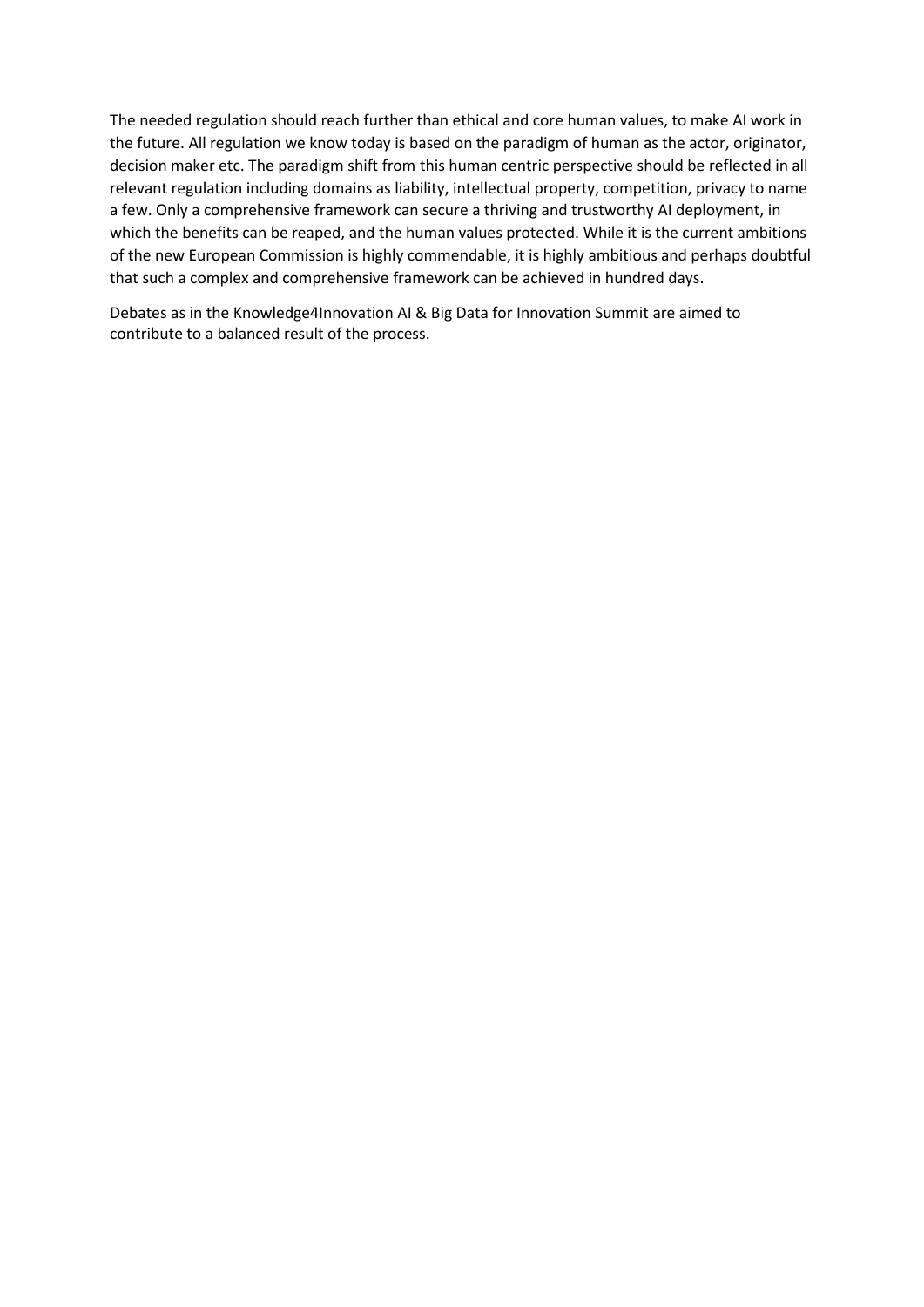The needed regulation should reach further than ethical and core human values, to make AI work in the future. All regulation we know today is based on the paradigm of human as the actor, originator, decision maker etc. The paradigm shift from this human centric perspective should be reflected in all relevant regulation including domains as liability, intellectual property, competition, privacy to name a few. Only a comprehensive framework can secure a thriving and trustworthy AI deployment, in which the benefits can be reaped, and the human values protected. While it is the current ambitions of the new European Commission is highly commendable, it is highly ambitious and perhaps doubtful that such a complex and comprehensive framework can be achieved in hundred days.

Debates as in the Knowledge4Innovation AI & Big Data for Innovation Summit are aimed to contribute to a balanced result of the process.